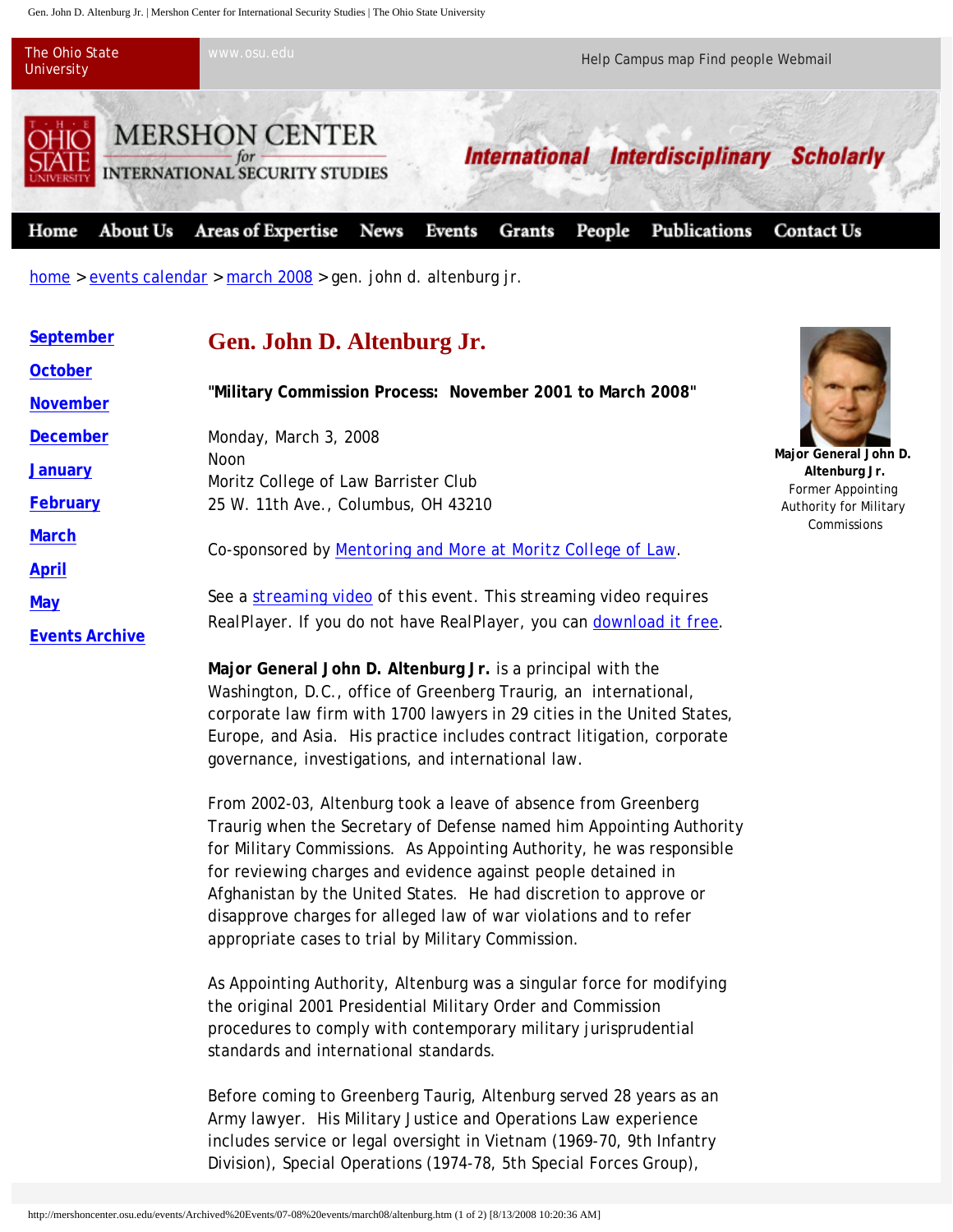The Ohio State University | www.osu.edu | Help Campus map Find people Webmail

MERSHON CENTER for INTERNATIONAL SECURITY STUDIES

International Interdisciplinary Scholarly

Home | About Us | Areas of Expertise | News | Events | Grants | People | Publications | Contact Us

home > events calendar > march 2008 > gen. john d. altenburg jr.

- September
- October
- November
- December
- January
- February
- March
- April
- May
- Events Archive

# Gen. John D. Altenburg Jr.

**"Military Commission Process: November 2001 to March 2008"**

Monday, March 3, 2008
Noon
Moritz College of Law Barrister Club
25 W. 11th Ave., Columbus, OH 43210

Co-sponsored by Mentoring and More at Moritz College of Law.

See a streaming video of this event. This streaming video requires RealPlayer. If you do not have RealPlayer, you can download it free.

**Major General John D. Altenburg Jr.**
Former Appointing Authority for Military Commissions

**Major General John D. Altenburg Jr.** is a principal with the Washington, D.C., office of Greenberg Traurig, an international, corporate law firm with 1700 lawyers in 29 cities in the United States, Europe, and Asia. His practice includes contract litigation, corporate governance, investigations, and international law.

From 2002-03, Altenburg took a leave of absence from Greenberg Traurig when the Secretary of Defense named him Appointing Authority for Military Commissions. As Appointing Authority, he was responsible for reviewing charges and evidence against people detained in Afghanistan by the United States. He had discretion to approve or disapprove charges for alleged law of war violations and to refer appropriate cases to trial by Military Commission.

As Appointing Authority, Altenburg was a singular force for modifying the original 2001 Presidential Military Order and Commission procedures to comply with contemporary military jurisprudential standards and international standards.

Before coming to Greenberg Traurig, Altenburg served 28 years as an Army lawyer. His Military Justice and Operations Law experience includes service or legal oversight in Vietnam (1969-70, 9th Infantry Division), Special Operations (1974-78, 5th Special Forces Group),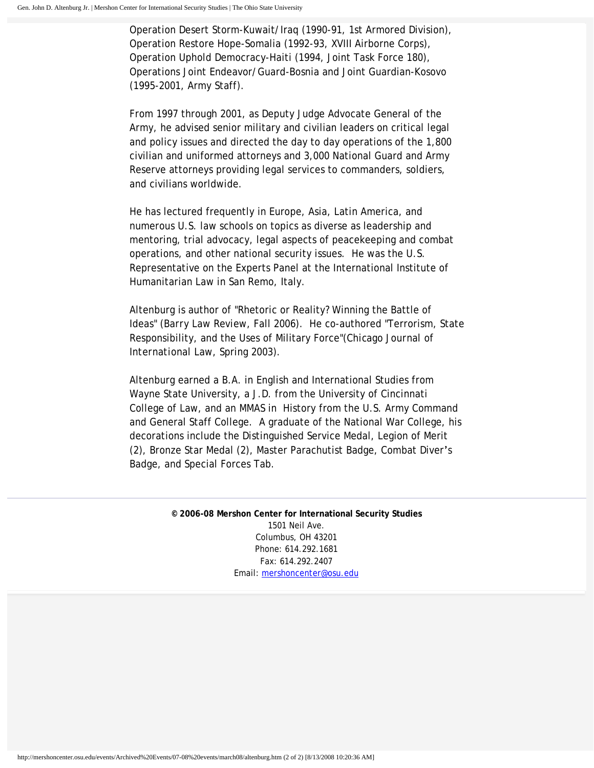Operation Desert Storm-Kuwait/Iraq (1990-91, 1st Armored Division), Operation Restore Hope-Somalia (1992-93, XVIII Airborne Corps), Operation Uphold Democracy-Haiti (1994, Joint Task Force 180), Operations Joint Endeavor/Guard-Bosnia and Joint Guardian-Kosovo (1995-2001, Army Staff).

From 1997 through 2001, as Deputy Judge Advocate General of the Army, he advised senior military and civilian leaders on critical legal and policy issues and directed the day to day operations of the 1,800 civilian and uniformed attorneys and 3,000 National Guard and Army Reserve attorneys providing legal services to commanders, soldiers, and civilians worldwide.

He has lectured frequently in Europe, Asia, Latin America, and numerous U.S. law schools on topics as diverse as leadership and mentoring, trial advocacy, legal aspects of peacekeeping and combat operations, and other national security issues. He was the U.S. Representative on the Experts Panel at the International Institute of Humanitarian Law in San Remo, Italy.

Altenburg is author of "Rhetoric or Reality? Winning the Battle of Ideas" (Barry Law Review, Fall 2006). He co-authored "Terrorism, State Responsibility, and the Uses of Military Force"(Chicago Journal of International Law, Spring 2003).

Altenburg earned a B.A. in English and International Studies from Wayne State University, a J.D. from the University of Cincinnati College of Law, and an MMAS in History from the U.S. Army Command and General Staff College. A graduate of the National War College, his decorations include the Distinguished Service Medal, Legion of Merit (2), Bronze Star Medal (2), Master Parachutist Badge, Combat Diver's Badge, and Special Forces Tab.

---

**© 2006-08 Mershon Center for International Security Studies**
1501 Neil Ave.
Columbus, OH 43201
Phone: 614.292.1681
Fax: 614.292.2407
Email: mershoncenter@osu.edu